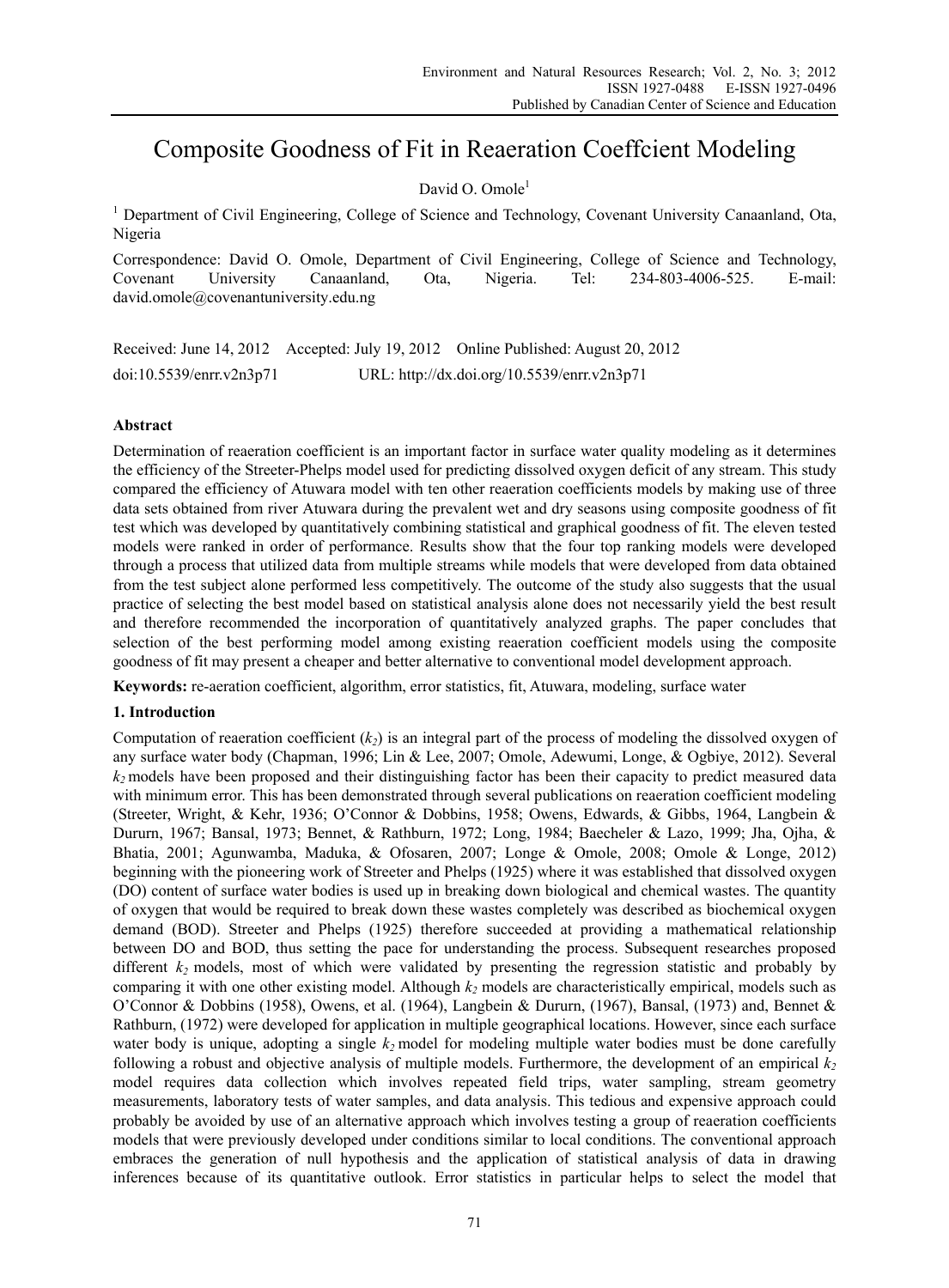# Composite Goodness of Fit in Reaeration Coeffcient Modeling

David O. Omole[1]

[1] Department of Civil Engineering, College of Science and Technology, Covenant University Canaanland, Ota, Nigeria

Correspondence: David O. Omole, Department of Civil Engineering, College of Science and Technology, Covenant University Canaanland, Ota, Nigeria. Tel: 234-803-4006-525. E-mail: david.omole@covenantuniversity.edu.ng

Received: June 14, 2012 Accepted: July 19, 2012 Online Published: August 20, 2012

doi:10.5539/enrr.v2n3p71 URL: http://dx.doi.org/10.5539/enrr.v2n3p71

## Abstract

Determination of reaeration coefficient is an important factor in surface water quality modeling as it determines the efficiency of the Streeter-Phelps model used for predicting dissolved oxygen deficit of any stream. This study compared the efficiency of Atuwara model with ten other reaeration coefficients models by making use of three data sets obtained from river Atuwara during the prevalent wet and dry seasons using composite goodness of fit test which was developed by quantitatively combining statistical and graphical goodness of fit. The eleven tested models were ranked in order of performance. Results show that the four top ranking models were developed through a process that utilized data from multiple streams while models that were developed from data obtained from the test subject alone performed less competitively. The outcome of the study also suggests that the usual practice of selecting the best model based on statistical analysis alone does not necessarily yield the best result and therefore recommended the incorporation of quantitatively analyzed graphs. The paper concludes that selection of the best performing model among existing reaeration coefficient models using the composite goodness of fit may present a cheaper and better alternative to conventional model development approach.

**Keywords:** re-aeration coefficient, algorithm, error statistics, fit, Atuwara, modeling, surface water

## 1. Introduction

Computation of reaeration coefficient ($k_2$) is an integral part of the process of modeling the dissolved oxygen of any surface water body (Chapman, 1996; Lin & Lee, 2007; Omole, Adewumi, Longe, & Ogbiye, 2012). Several $k_2$ models have been proposed and their distinguishing factor has been their capacity to predict measured data with minimum error. This has been demonstrated through several publications on reaeration coefficient modeling (Streeter, Wright, & Kehr, 1936; O'Connor & Dobbins, 1958; Owens, Edwards, & Gibbs, 1964, Langbein & Dururn, 1967; Bansal, 1973; Bennet, & Rathburn, 1972; Long, 1984; Baecheler & Lazo, 1999; Jha, Ojha, & Bhatia, 2001; Agunwamba, Maduka, & Ofosaren, 2007; Longe & Omole, 2008; Omole & Longe, 2012) beginning with the pioneering work of Streeter and Phelps (1925) where it was established that dissolved oxygen (DO) content of surface water bodies is used up in breaking down biological and chemical wastes. The quantity of oxygen that would be required to break down these wastes completely was described as biochemical oxygen demand (BOD). Streeter and Phelps (1925) therefore succeeded at providing a mathematical relationship between DO and BOD, thus setting the pace for understanding the process. Subsequent researches proposed different $k_2$ models, most of which were validated by presenting the regression statistic and probably by comparing it with one other existing model. Although $k_2$ models are characteristically empirical, models such as O'Connor & Dobbins (1958), Owens, et al. (1964), Langbein & Dururn, (1967), Bansal, (1973) and, Bennet & Rathburn, (1972) were developed for application in multiple geographical locations. However, since each surface water body is unique, adopting a single $k_2$ model for modeling multiple water bodies must be done carefully following a robust and objective analysis of multiple models. Furthermore, the development of an empirical $k_2$ model requires data collection which involves repeated field trips, water sampling, stream geometry measurements, laboratory tests of water samples, and data analysis. This tedious and expensive approach could probably be avoided by use of an alternative approach which involves testing a group of reaeration coefficients models that were previously developed under conditions similar to local conditions. The conventional approach embraces the generation of null hypothesis and the application of statistical analysis of data in drawing inferences because of its quantitative outlook. Error statistics in particular helps to select the model that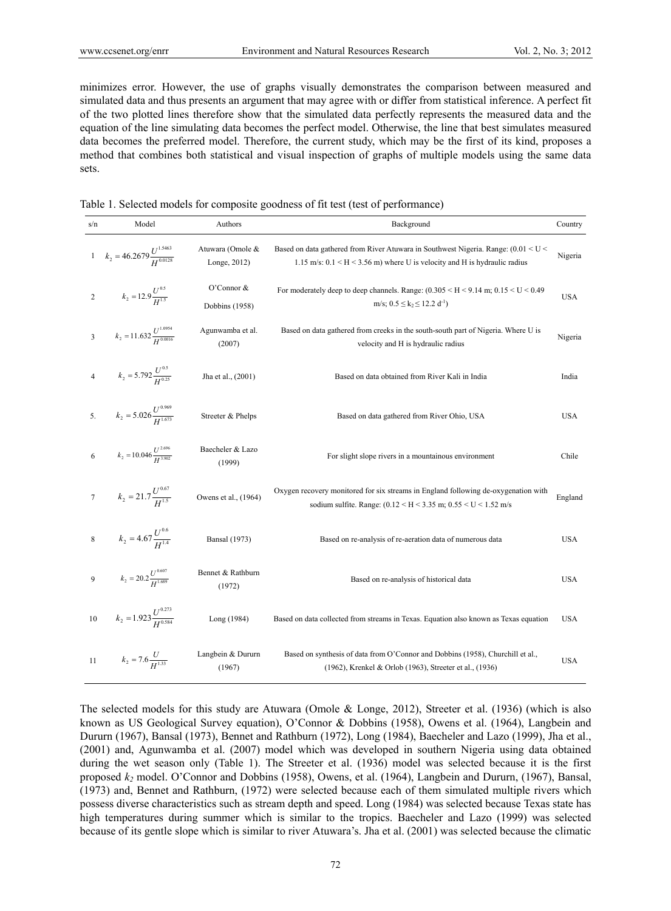minimizes error. However, the use of graphs visually demonstrates the comparison between measured and simulated data and thus presents an argument that may agree with or differ from statistical inference. A perfect fit of the two plotted lines therefore show that the simulated data perfectly represents the measured data and the equation of the line simulating data becomes the perfect model. Otherwise, the line that best simulates measured data becomes the preferred model. Therefore, the current study, which may be the first of its kind, proposes a method that combines both statistical and visual inspection of graphs of multiple models using the same data sets.

Table 1. Selected models for composite goodness of fit test (test of performance)

| s/n | Model | Authors | Background | Country |
|---|---|---|---|---|
| 1 | $k_2 = 46.2679\frac{U^{1.5463}}{H^{0.0128}}$ | Atuwara (Omole & Longe, 2012) | Based on data gathered from River Atuwara in Southwest Nigeria. Range: (0.01 < U < 1.15 m/s: 0.1 < H < 3.56 m) where U is velocity and H is hydraulic radius | Nigeria |
| 2 | $k_2 = 12.9\frac{U^{0.5}}{H^{1.5}}$ | O'Connor & Dobbins (1958) | For moderately deep to deep channels. Range: (0.305 < H < 9.14 m; 0.15 < U < 0.49 m/s; $0.5 \leq k_2 \leq 12.2$ d$^{-1}$) | USA |
| 3 | $k_2 = 11.632\frac{U^{1.0954}}{H^{0.0016}}$ | Agunwamba et al. (2007) | Based on data gathered from creeks in the south-south part of Nigeria. Where U is velocity and H is hydraulic radius | Nigeria |
| 4 | $k_2 = 5.792\frac{U^{0.5}}{H^{0.25}}$ | Jha et al., (2001) | Based on data obtained from River Kali in India | India |
| 5. | $k_2 = 5.026\frac{U^{0.969}}{H^{1.673}}$ | Streeter & Phelps | Based on data gathered from River Ohio, USA | USA |
| 6 | $k_2 = 10.046\frac{U^{2.696}}{H^{3.902}}$ | Baecheler & Lazo (1999) | For slight slope rivers in a mountainous environment | Chile |
| 7 | $k_2 = 21.7\frac{U^{0.67}}{H^{1.5}}$ | Owens et al., (1964) | Oxygen recovery monitored for six streams in England following de-oxygenation with sodium sulfite. Range: (0.12 < H < 3.35 m; 0.55 < U < 1.52 m/s | England |
| 8 | $k_2 = 4.67\frac{U^{0.6}}{H^{1.4}}$ | Bansal (1973) | Based on re-analysis of re-aeration data of numerous data | USA |
| 9 | $k_2 = 20.2\frac{U^{0.607}}{H^{1.689}}$ | Bennet & Rathburn (1972) | Based on re-analysis of historical data | USA |
| 10 | $k_2 = 1.923\frac{U^{0.273}}{H^{0.584}}$ | Long (1984) | Based on data collected from streams in Texas. Equation also known as Texas equation | USA |
| 11 | $k_2 = 7.6\frac{U}{H^{1.33}}$ | Langbein & Dururn (1967) | Based on synthesis of data from O'Connor and Dobbins (1958), Churchill et al., (1962), Krenkel & Orlob (1963), Streeter et al., (1936) | USA |

The selected models for this study are Atuwara (Omole & Longe, 2012), Streeter et al. (1936) (which is also known as US Geological Survey equation), O'Connor & Dobbins (1958), Owens et al. (1964), Langbein and Dururn (1967), Bansal (1973), Bennet and Rathburn (1972), Long (1984), Baecheler and Lazo (1999), Jha et al., (2001) and, Agunwamba et al. (2007) model which was developed in southern Nigeria using data obtained during the wet season only (Table 1). The Streeter et al. (1936) model was selected because it is the first proposed $k_2$ model. O'Connor and Dobbins (1958), Owens, et al. (1964), Langbein and Dururn, (1967), Bansal, (1973) and, Bennet and Rathburn, (1972) were selected because each of them simulated multiple rivers which possess diverse characteristics such as stream depth and speed. Long (1984) was selected because Texas state has high temperatures during summer which is similar to the tropics. Baecheler and Lazo (1999) was selected because of its gentle slope which is similar to river Atuwara's. Jha et al. (2001) was selected because the climatic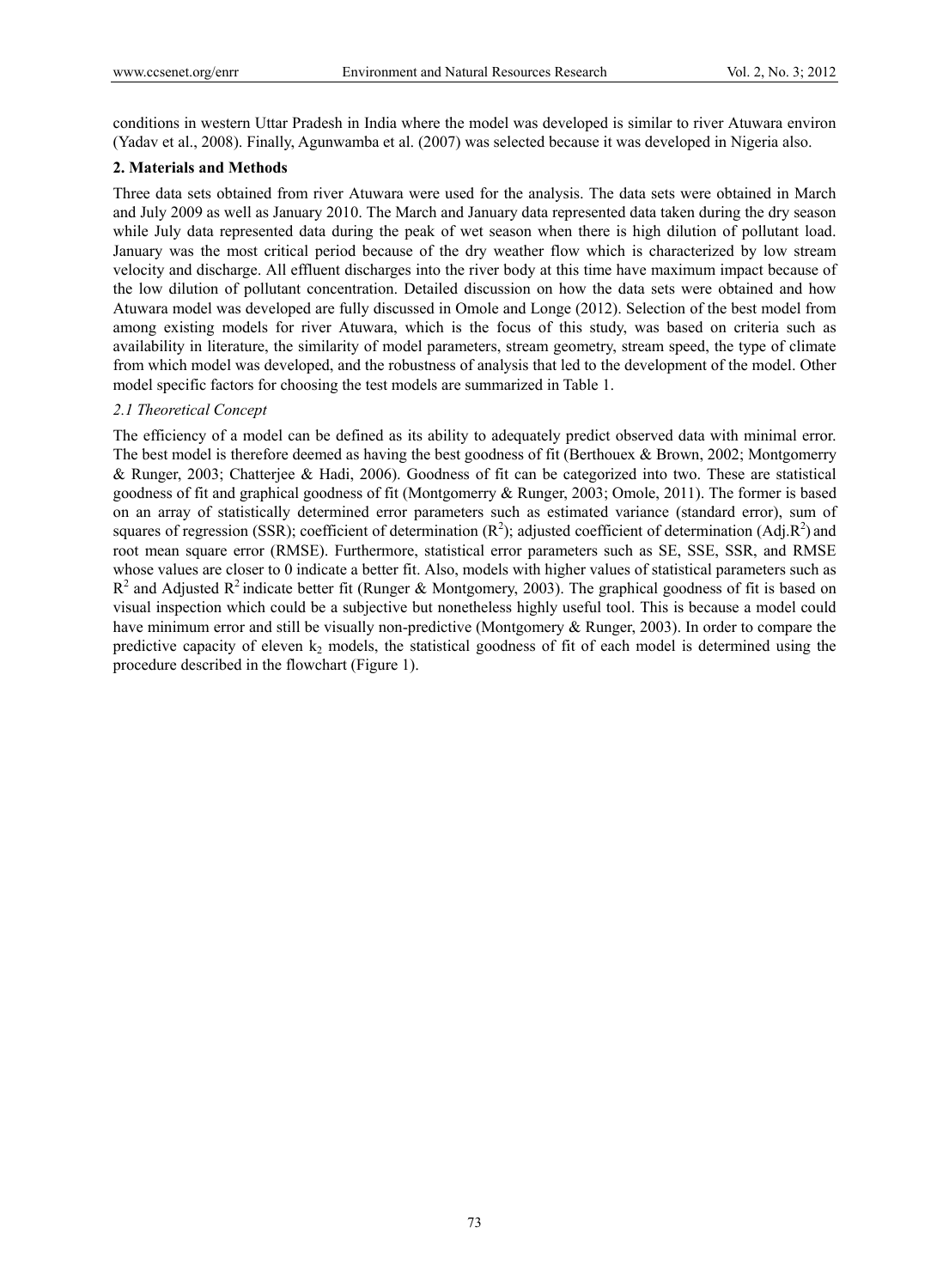conditions in western Uttar Pradesh in India where the model was developed is similar to river Atuwara environ (Yadav et al., 2008). Finally, Agunwamba et al. (2007) was selected because it was developed in Nigeria also.

## 2. Materials and Methods

Three data sets obtained from river Atuwara were used for the analysis. The data sets were obtained in March and July 2009 as well as January 2010. The March and January data represented data taken during the dry season while July data represented data during the peak of wet season when there is high dilution of pollutant load. January was the most critical period because of the dry weather flow which is characterized by low stream velocity and discharge. All effluent discharges into the river body at this time have maximum impact because of the low dilution of pollutant concentration. Detailed discussion on how the data sets were obtained and how Atuwara model was developed are fully discussed in Omole and Longe (2012). Selection of the best model from among existing models for river Atuwara, which is the focus of this study, was based on criteria such as availability in literature, the similarity of model parameters, stream geometry, stream speed, the type of climate from which model was developed, and the robustness of analysis that led to the development of the model. Other model specific factors for choosing the test models are summarized in Table 1.

### *2.1 Theoretical Concept*

The efficiency of a model can be defined as its ability to adequately predict observed data with minimal error. The best model is therefore deemed as having the best goodness of fit (Berthouex & Brown, 2002; Montgomerry & Runger, 2003; Chatterjee & Hadi, 2006). Goodness of fit can be categorized into two. These are statistical goodness of fit and graphical goodness of fit (Montgomerry & Runger, 2003; Omole, 2011). The former is based on an array of statistically determined error parameters such as estimated variance (standard error), sum of squares of regression (SSR); coefficient of determination ($R^2$); adjusted coefficient of determination (Adj.$R^2$) and root mean square error (RMSE). Furthermore, statistical error parameters such as SE, SSE, SSR, and RMSE whose values are closer to 0 indicate a better fit. Also, models with higher values of statistical parameters such as $R^2$ and Adjusted $R^2$ indicate better fit (Runger & Montgomery, 2003). The graphical goodness of fit is based on visual inspection which could be a subjective but nonetheless highly useful tool. This is because a model could have minimum error and still be visually non-predictive (Montgomery & Runger, 2003). In order to compare the predictive capacity of eleven $k_2$ models, the statistical goodness of fit of each model is determined using the procedure described in the flowchart (Figure 1).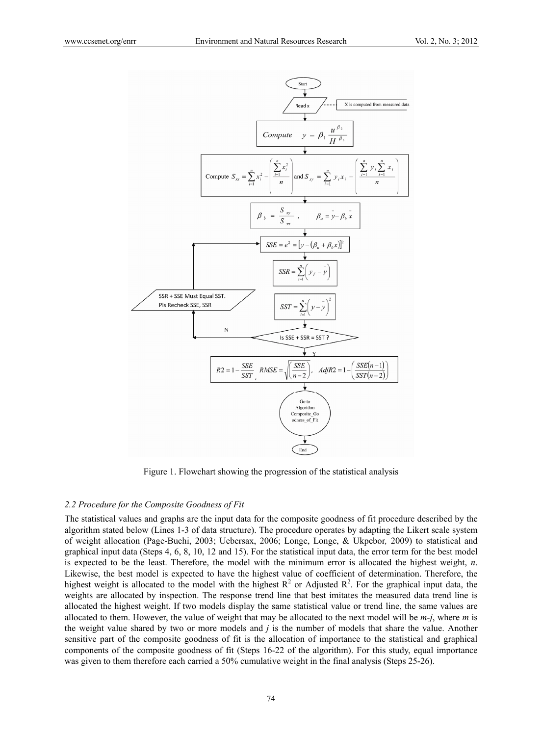```
Start
  ↓
Read x  ----  X is computed from measured data
  ↓
Compute y - β1 u^β2 / H^β3
  ↓
Compute Sxx = Σ(i=1..n) xi^2 - ((Σ(i=1..n) xi^2) / n) and Sxy = Σ(i=1..n) yi xi - ((Σ(i=1..n) yi Σ(i=1..n) xi) / n)
  ↓
βb = Sxy / Sxx ,   βa = ȳ - βb x̄
  ↓
SSE = e^2 = [y - (βa + βb x)]^2   <-----------------------------+
  ↓                                                             |
SSR = Σ(i=1..n) (yf - ȳ)                                        |
  ↓                                                             |
SST = Σ(i=1..n) (y - ȳ)^2            SSR + SSE Must Equal SST.  |
  ↓                                  Pls Recheck SSE, SSR  -----+
Is SSE + SSR = SST ?  --N-->  (SSR + SSE Must Equal SST. Pls Recheck SSE, SSR)
  ↓ Y
R2 = 1 - SSE/SST ,  RMSE = sqrt(SSE/(n-2)) ,  AdjR2 = 1 - (SSE(n-1)) / (SST(n-2))
  ↓
Go to Algorithm Composite_Goodness_of_Fit
  ↓
End
```

Figure 1. Flowchart showing the progression of the statistical analysis

### *2.2 Procedure for the Composite Goodness of Fit*

The statistical values and graphs are the input data for the composite goodness of fit procedure described by the algorithm stated below (Lines 1-3 of data structure). The procedure operates by adapting the Likert scale system of weight allocation (Page-Buchi, 2003; Uebersax, 2006; Longe, Longe, & Ukpebor*,* 2009) to statistical and graphical input data (Steps 4, 6, 8, 10, 12 and 15). For the statistical input data, the error term for the best model is expected to be the least. Therefore, the model with the minimum error is allocated the highest weight, *n*. Likewise, the best model is expected to have the highest value of coefficient of determination. Therefore, the highest weight is allocated to the model with the highest $R^2$ or Adjusted $R^2$. For the graphical input data, the weights are allocated by inspection. The response trend line that best imitates the measured data trend line is allocated the highest weight. If two models display the same statistical value or trend line, the same values are allocated to them. However, the value of weight that may be allocated to the next model will be *m-j*, where *m* is the weight value shared by two or more models and *j* is the number of models that share the value. Another sensitive part of the composite goodness of fit is the allocation of importance to the statistical and graphical components of the composite goodness of fit (Steps 16-22 of the algorithm). For this study, equal importance was given to them therefore each carried a 50% cumulative weight in the final analysis (Steps 25-26).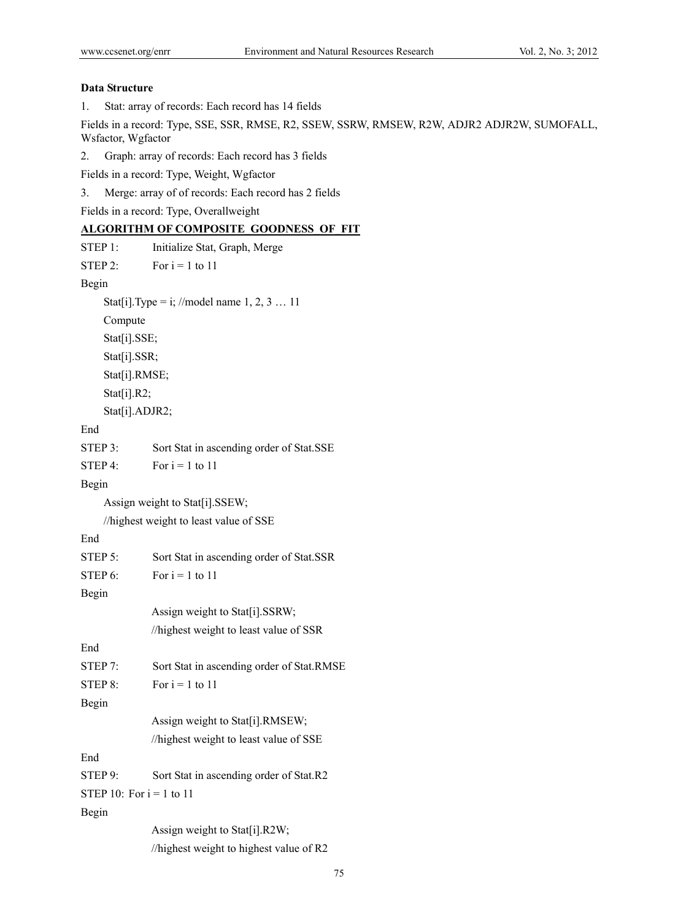**Data Structure**

1. Stat: array of records: Each record has 14 fields

Fields in a record: Type, SSE, SSR, RMSE, R2, SSEW, SSRW, RMSEW, R2W, ADJR2 ADJR2W, SUMOFALL, Wsfactor, Wgfactor

2. Graph: array of records: Each record has 3 fields

Fields in a record: Type, Weight, Wgfactor

3. Merge: array of of records: Each record has 2 fields

Fields in a record: Type, Overallweight

**ALGORITHM OF COMPOSITE_GOODNESS_OF_FIT**

```
STEP 1:    Initialize Stat, Graph, Merge
STEP 2:    For i = 1 to 11
Begin
    Stat[i].Type = i; //model name 1, 2, 3 … 11
    Compute
    Stat[i].SSE;
    Stat[i].SSR;
    Stat[i].RMSE;
    Stat[i].R2;
    Stat[i].ADJR2;
End
STEP 3:    Sort Stat in ascending order of Stat.SSE
STEP 4:    For i = 1 to 11
Begin
    Assign weight to Stat[i].SSEW;
    //highest weight to least value of SSE
End
STEP 5:    Sort Stat in ascending order of Stat.SSR
STEP 6:    For i = 1 to 11
Begin
           Assign weight to Stat[i].SSRW;
           //highest weight to least value of SSR
End
STEP 7:    Sort Stat in ascending order of Stat.RMSE
STEP 8:    For i = 1 to 11
Begin
           Assign weight to Stat[i].RMSEW;
           //highest weight to least value of SSE
End
STEP 9:    Sort Stat in ascending order of Stat.R2
STEP 10: For i = 1 to 11
Begin
           Assign weight to Stat[i].R2W;
           //highest weight to highest value of R2
```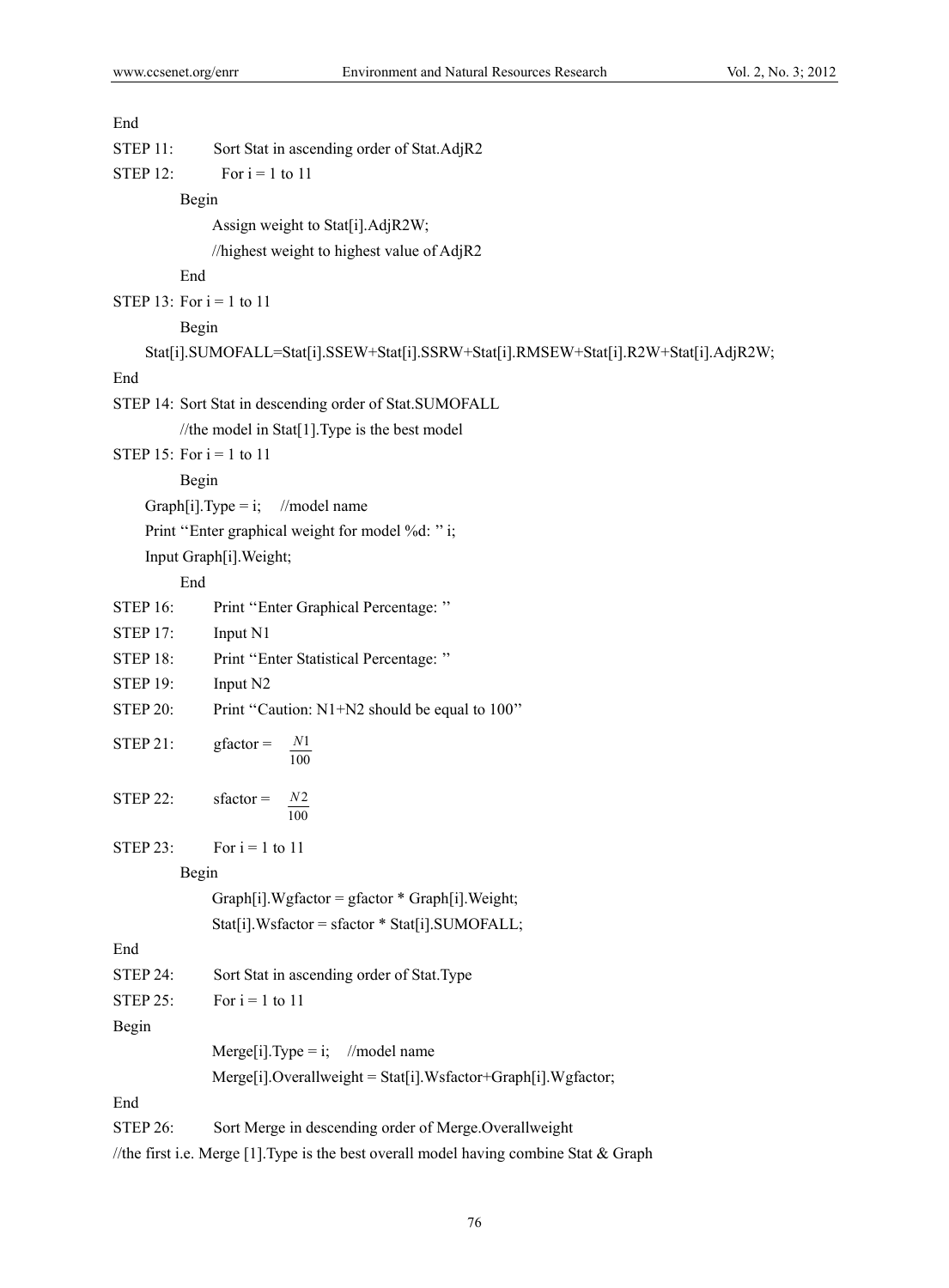End

STEP 11: Sort Stat in ascending order of Stat.AdjR2

STEP 12: For i = 1 to 11

Begin

Assign weight to Stat[i].AdjR2W;

//highest weight to highest value of AdjR2

End

STEP 13: For i = 1 to 11

Begin

Stat[i].SUMOFALL=Stat[i].SSEW+Stat[i].SSRW+Stat[i].RMSEW+Stat[i].R2W+Stat[i].AdjR2W;

End

STEP 14: Sort Stat in descending order of Stat.SUMOFALL

//the model in Stat[1].Type is the best model

STEP 15: For i = 1 to 11

Begin

Graph[i].Type = i; //model name

Print ''Enter graphical weight for model %d: '' i;

Input Graph[i].Weight;

End

STEP 16: Print ''Enter Graphical Percentage: ''

STEP 17: Input N1

STEP 18: Print ''Enter Statistical Percentage: ''

STEP 19: Input N2

STEP 20: Print ''Caution: N1+N2 should be equal to 100''

STEP 21: gfactor = $\frac{N1}{100}$

STEP 22: sfactor = $\frac{N2}{100}$

STEP 23: For i = 1 to 11

Begin

Graph[i].Wgfactor = gfactor * Graph[i].Weight;

Stat[i].Wsfactor = sfactor * Stat[i].SUMOFALL;

End

STEP 24: Sort Stat in ascending order of Stat.Type

STEP 25: For i = 1 to 11

Begin

Merge[i].Type = i; //model name

Merge[i].Overallweight = Stat[i].Wsfactor+Graph[i].Wgfactor;

End

STEP 26: Sort Merge in descending order of Merge.Overallweight

//the first i.e. Merge [1].Type is the best overall model having combine Stat & Graph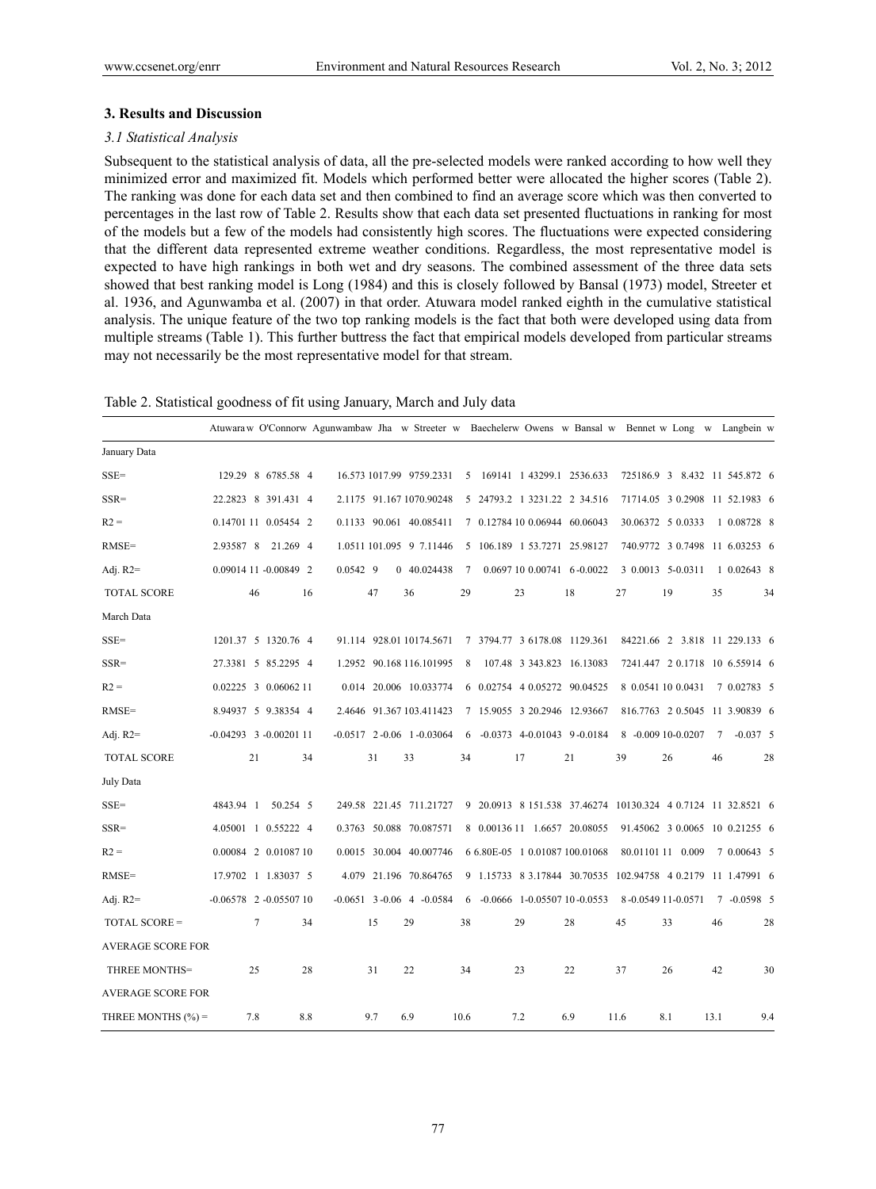## 3. Results and Discussion

### *3.1 Statistical Analysis*

Subsequent to the statistical analysis of data, all the pre-selected models were ranked according to how well they minimized error and maximized fit. Models which performed better were allocated the higher scores (Table 2). The ranking was done for each data set and then combined to find an average score which was then converted to percentages in the last row of Table 2. Results show that each data set presented fluctuations in ranking for most of the models but a few of the models had consistently high scores. The fluctuations were expected considering that the different data represented extreme weather conditions. Regardless, the most representative model is expected to have high rankings in both wet and dry seasons. The combined assessment of the three data sets showed that best ranking model is Long (1984) and this is closely followed by Bansal (1973) model, Streeter et al. 1936, and Agunwamba et al. (2007) in that order. Atuwara model ranked eighth in the cumulative statistical analysis. The unique feature of the two top ranking models is the fact that both were developed using data from multiple streams (Table 1). This further buttress the fact that empirical models developed from particular streams may not necessarily be the most representative model for that stream.

Table 2. Statistical goodness of fit using January, March and July data

| | Atuwara | w | O'Connor | w | Agunwamba | w | Jha | w | Streeter | w | Baecheler | w | Owens | w | Bansal | w | Bennet | w | Long | w | Langbein | w |
|---|---|---|---|---|---|---|---|---|---|---|---|---|---|---|---|---|---|---|---|---|---|---|
| January Data | | | | | | | | | | | | | | | | | | | | | | |
| SSE= | 129.29 | 8 | 6785.58 | 4 | 16.573 | 10 | 17.99 | 9 | 759.2331 | 5 | 169141 | 1 | 43299.1 | 2 | 536.633 | 7 | 25186.9 | 3 | 8.432 | 11 | 545.872 | 6 |
| SSR= | 22.2823 | 8 | 391.431 | 4 | 2.1175 | 9 | 1.167 | 10 | 70.90248 | 5 | 24793.2 | 1 | 3231.22 | 2 | 34.516 | 7 | 1714.05 | 3 | 0.2908 | 11 | 52.1983 | 6 |
| $R^2$ = | 0.14701 | 11 | 0.05454 | 2 | 0.1133 | 9 | 0.061 | 4 | 0.085411 | 7 | 0.12784 | 10 | 0.06944 | 6 | 0.06043 | 3 | 0.06372 | 5 | 0.0333 | 1 | 0.08728 | 8 |
| RMSE= | 2.93587 | 8 | 21.269 | 4 | 1.0511 | 10 | 1.095 | 9 | 7.11446 | 5 | 106.189 | 1 | 53.7271 | 2 | 5.98127 | 7 | 40.9772 | 3 | 0.7498 | 11 | 6.03253 | 6 |
| Adj. $R^2$= | 0.09014 | 11 | -0.00849 | 2 | 0.0542 | 9 | 0 | 4 | 0.024438 | 7 | 0.0697 | 10 | 0.00741 | 6 | -0.0022 | 3 | 0.0013 | 5 | -0.0311 | 1 | 0.02643 | 8 |
| TOTAL SCORE | | 46 | | 16 | | 47 | | 36 | | 29 | | 23 | | 18 | | 27 | | 19 | | 35 | | 34 |
| March Data | | | | | | | | | | | | | | | | | | | | | | |
| SSE= | 1201.37 | 5 | 1320.76 | 4 | 91.114 | 9 | 28.01 | 10 | 174.5671 | 7 | 3794.77 | 3 | 6178.08 | 1 | 129.361 | 8 | 4221.66 | 2 | 3.818 | 11 | 229.133 | 6 |
| SSR= | 27.3381 | 5 | 85.2295 | 4 | 1.2952 | 9 | 0.168 | 11 | 6.101995 | 8 | 107.48 | 3 | 343.823 | 1 | 6.13083 | 7 | 241.447 | 2 | 0.1718 | 10 | 6.55914 | 6 |
| $R^2$ = | 0.02225 | 3 | 0.06062 | 11 | 0.014 | 2 | 0.006 | 1 | 0.033774 | 6 | 0.02754 | 4 | 0.05272 | 9 | 0.04525 | 8 | 0.0541 | 10 | 0.0431 | 7 | 0.02783 | 5 |
| RMSE= | 8.94937 | 5 | 9.38354 | 4 | 2.4646 | 9 | 1.367 | 10 | 3.411423 | 7 | 15.9055 | 3 | 20.2946 | 1 | 2.93667 | 8 | 16.7763 | 2 | 0.5045 | 11 | 3.90839 | 6 |
| Adj. $R^2$= | -0.04293 | 3 | -0.00201 | 11 | -0.0517 | 2 | -0.06 | 1 | -0.03064 | 6 | -0.0373 | 4 | -0.01043 | 9 | -0.0184 | 8 | -0.009 | 10 | -0.0207 | 7 | -0.037 | 5 |
| TOTAL SCORE | | 21 | | 34 | | 31 | | 33 | | 34 | | 17 | | 21 | | 39 | | 26 | | 46 | | 28 |
| July Data | | | | | | | | | | | | | | | | | | | | | | |
| SSE= | 4843.94 | 1 | 50.254 | 5 | 249.58 | 2 | 21.45 | 7 | 11.21727 | 9 | 20.0913 | 8 | 151.538 | 3 | 7.46274 | 10 | 130.324 | 4 | 0.7124 | 11 | 32.8521 | 6 |
| SSR= | 4.05001 | 1 | 0.55222 | 4 | 0.3763 | 5 | 0.088 | 7 | 0.087571 | 8 | 0.00136 | 11 | 1.6657 | 2 | 0.08055 | 9 | 1.45062 | 3 | 0.0065 | 10 | 0.21255 | 6 |
| $R^2$ = | 0.00084 | 2 | 0.01087 | 10 | 0.0015 | 3 | 0.004 | 4 | 0.007746 | 6 | 6.80E-05 | 1 | 0.01087 | 10 | 0.01068 | 8 | 0.01101 | 11 | 0.009 | 7 | 0.00643 | 5 |
| RMSE= | 17.9702 | 1 | 1.83037 | 5 | 4.079 | 2 | 1.196 | 7 | 0.864765 | 9 | 1.15733 | 8 | 3.17844 | 3 | 0.70535 | 10 | 2.94758 | 4 | 0.2179 | 11 | 1.47991 | 6 |
| Adj. $R^2$= | -0.06578 | 2 | -0.05507 | 10 | -0.0651 | 3 | -0.06 | 4 | -0.0584 | 6 | -0.0666 | 1 | -0.05507 | 10 | -0.0553 | 8 | -0.0549 | 11 | -0.0571 | 7 | -0.0598 | 5 |
| TOTAL SCORE = | | 7 | | 34 | | 15 | | 29 | | 38 | | 29 | | 28 | | 45 | | 33 | | 46 | | 28 |
| AVERAGE SCORE FOR | | | | | | | | | | | | | | | | | | | | | | |
| THREE MONTHS= | | 25 | | 28 | | 31 | | 22 | | 34 | | 23 | | 22 | | 37 | | 26 | | 42 | | 30 |
| AVERAGE SCORE FOR | | | | | | | | | | | | | | | | | | | | | | |
| THREE MONTHS (%) = | | 7.8 | | 8.8 | | 9.7 | | 6.9 | | 10.6 | | 7.2 | | 6.9 | | 11.6 | | 8.1 | | 13.1 | | 9.4 |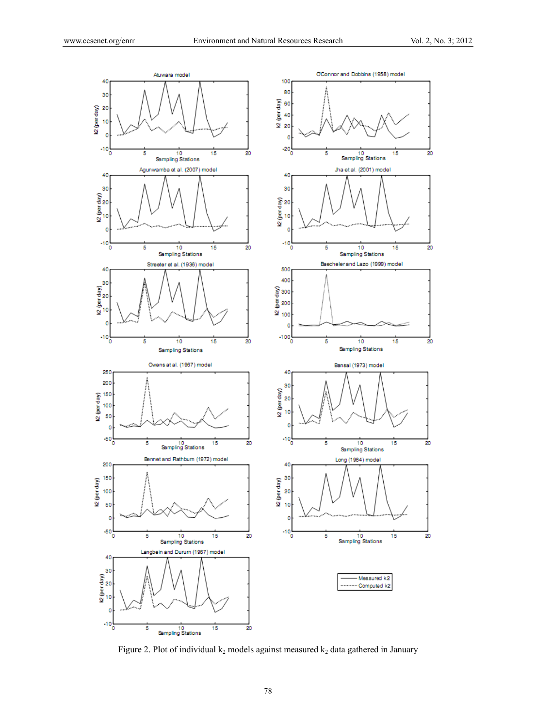Figure 2. Plot of individual $k_2$ models against measured $k_2$ data gathered in January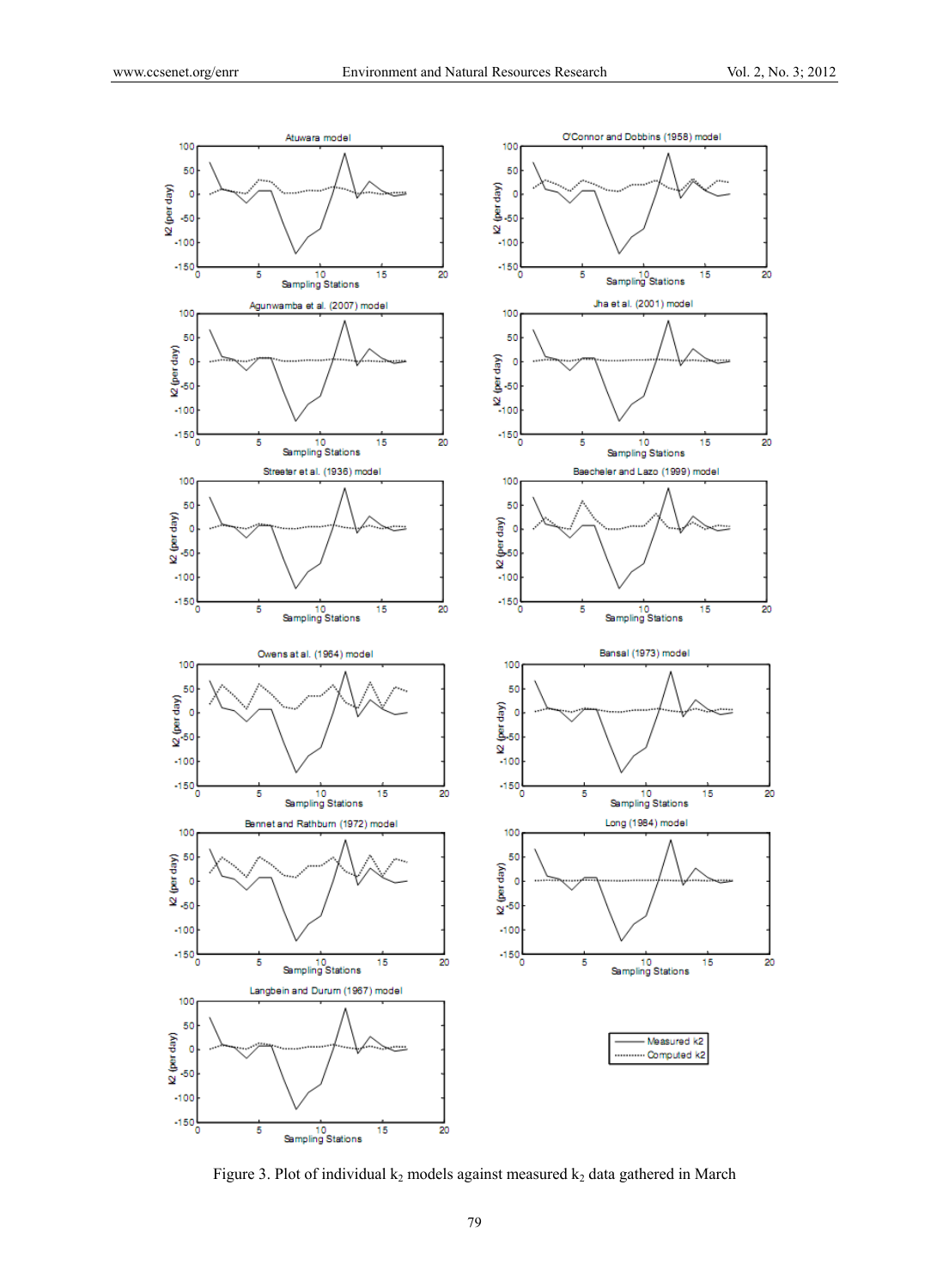Figure 3. Plot of individual $k_2$ models against measured $k_2$ data gathered in March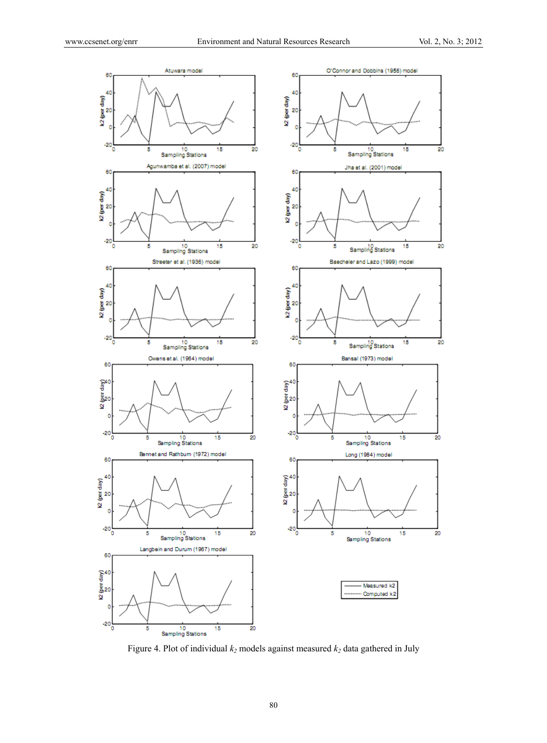Figure 4. Plot of individual $k_2$ models against measured $k_2$ data gathered in July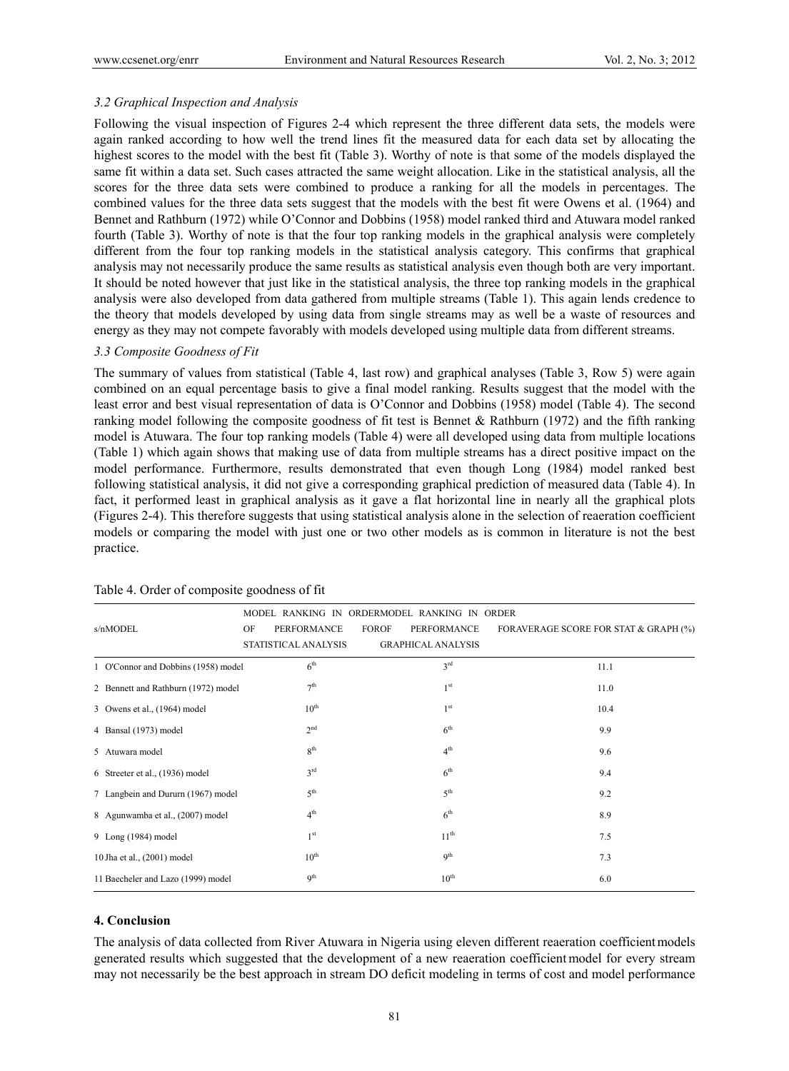### *3.2 Graphical Inspection and Analysis*

Following the visual inspection of Figures 2-4 which represent the three different data sets, the models were again ranked according to how well the trend lines fit the measured data for each data set by allocating the highest scores to the model with the best fit (Table 3). Worthy of note is that some of the models displayed the same fit within a data set. Such cases attracted the same weight allocation. Like in the statistical analysis, all the scores for the three data sets were combined to produce a ranking for all the models in percentages. The combined values for the three data sets suggest that the models with the best fit were Owens et al. (1964) and Bennet and Rathburn (1972) while O'Connor and Dobbins (1958) model ranked third and Atuwara model ranked fourth (Table 3). Worthy of note is that the four top ranking models in the graphical analysis were completely different from the four top ranking models in the statistical analysis category. This confirms that graphical analysis may not necessarily produce the same results as statistical analysis even though both are very important. It should be noted however that just like in the statistical analysis, the three top ranking models in the graphical analysis were also developed from data gathered from multiple streams (Table 1). This again lends credence to the theory that models developed by using data from single streams may as well be a waste of resources and energy as they may not compete favorably with models developed using multiple data from different streams.

### *3.3 Composite Goodness of Fit*

The summary of values from statistical (Table 4, last row) and graphical analyses (Table 3, Row 5) were again combined on an equal percentage basis to give a final model ranking. Results suggest that the model with the least error and best visual representation of data is O'Connor and Dobbins (1958) model (Table 4). The second ranking model following the composite goodness of fit test is Bennet & Rathburn (1972) and the fifth ranking model is Atuwara. The four top ranking models (Table 4) were all developed using data from multiple locations (Table 1) which again shows that making use of data from multiple streams has a direct positive impact on the model performance. Furthermore, results demonstrated that even though Long (1984) model ranked best following statistical analysis, it did not give a corresponding graphical prediction of measured data (Table 4). In fact, it performed least in graphical analysis as it gave a flat horizontal line in nearly all the graphical plots (Figures 2-4). This therefore suggests that using statistical analysis alone in the selection of reaeration coefficient models or comparing the model with just one or two other models as is common in literature is not the best practice.

Table 4. Order of composite goodness of fit

| s/n | MODEL | MODEL RANKING IN ORDER OF PERFORMANCE FOR STATISTICAL ANALYSIS | MODEL RANKING IN ORDER OF PERFORMANCE FOR GRAPHICAL ANALYSIS | AVERAGE SCORE FOR STAT & GRAPH (%) |
|---|---|---|---|---|
| 1 | O'Connor and Dobbins (1958) model | 6th | 3rd | 11.1 |
| 2 | Bennett and Rathburn (1972) model | 7th | 1st | 11.0 |
| 3 | Owens et al., (1964) model | 10th | 1st | 10.4 |
| 4 | Bansal (1973) model | 2nd | 6th | 9.9 |
| 5 | Atuwara model | 8th | 4th | 9.6 |
| 6 | Streeter et al., (1936) model | 3rd | 6th | 9.4 |
| 7 | Langbein and Dururn (1967) model | 5th | 5th | 9.2 |
| 8 | Agunwamba et al., (2007) model | 4th | 6th | 8.9 |
| 9 | Long (1984) model | 1st | 11th | 7.5 |
| 10 | Jha et al., (2001) model | 10th | 9th | 7.3 |
| 11 | Baecheler and Lazo (1999) model | 9th | 10th | 6.0 |

## 4. Conclusion

The analysis of data collected from River Atuwara in Nigeria using eleven different reaeration coefficient models generated results which suggested that the development of a new reaeration coefficient model for every stream may not necessarily be the best approach in stream DO deficit modeling in terms of cost and model performance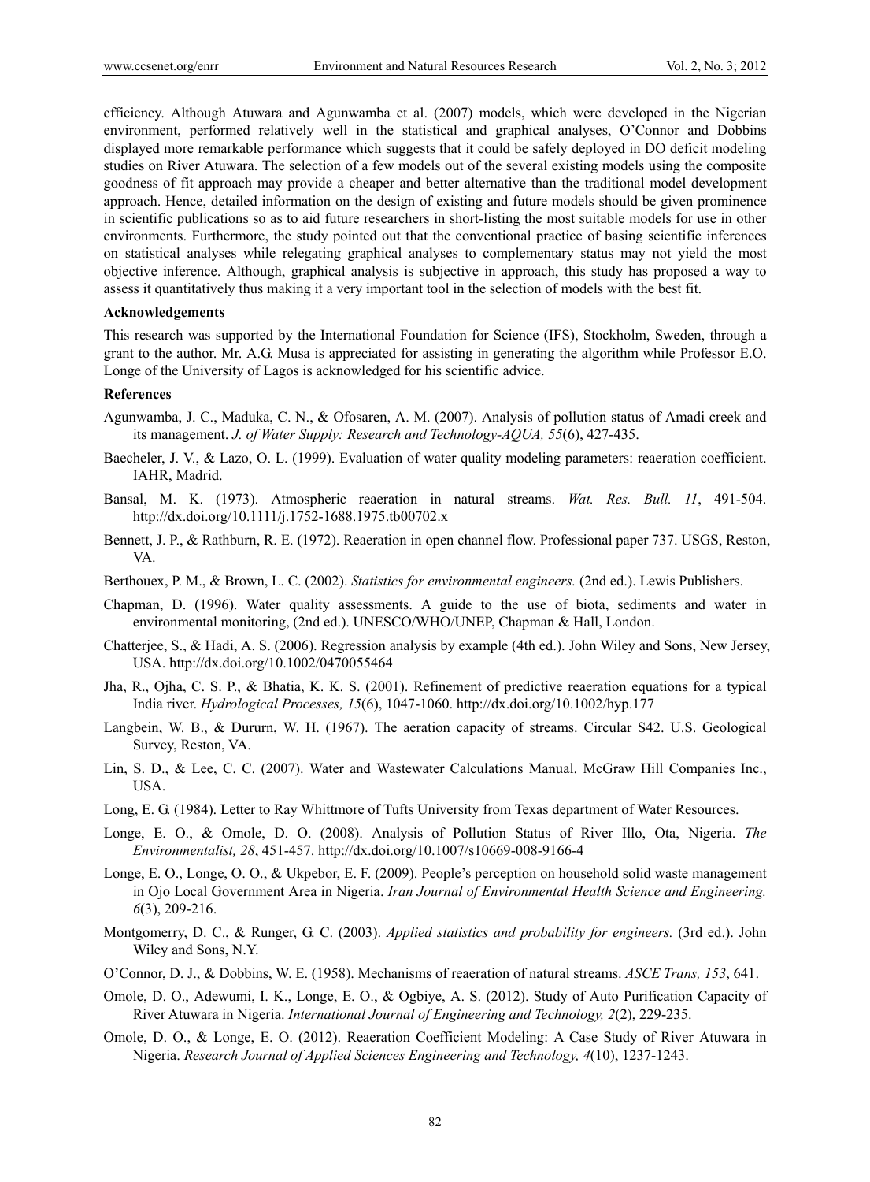efficiency. Although Atuwara and Agunwamba et al. (2007) models, which were developed in the Nigerian environment, performed relatively well in the statistical and graphical analyses, O'Connor and Dobbins displayed more remarkable performance which suggests that it could be safely deployed in DO deficit modeling studies on River Atuwara. The selection of a few models out of the several existing models using the composite goodness of fit approach may provide a cheaper and better alternative than the traditional model development approach. Hence, detailed information on the design of existing and future models should be given prominence in scientific publications so as to aid future researchers in short-listing the most suitable models for use in other environments. Furthermore, the study pointed out that the conventional practice of basing scientific inferences on statistical analyses while relegating graphical analyses to complementary status may not yield the most objective inference. Although, graphical analysis is subjective in approach, this study has proposed a way to assess it quantitatively thus making it a very important tool in the selection of models with the best fit.

### Acknowledgements

This research was supported by the International Foundation for Science (IFS), Stockholm, Sweden, through a grant to the author. Mr. A.G. Musa is appreciated for assisting in generating the algorithm while Professor E.O. Longe of the University of Lagos is acknowledged for his scientific advice.

### References

Agunwamba, J. C., Maduka, C. N., & Ofosaren, A. M. (2007). Analysis of pollution status of Amadi creek and its management. *J. of Water Supply: Research and Technology-AQUA, 55*(6), 427-435.

Baecheler, J. V., & Lazo, O. L. (1999). Evaluation of water quality modeling parameters: reaeration coefficient. IAHR, Madrid.

Bansal, M. K. (1973). Atmospheric reaeration in natural streams. *Wat. Res. Bull. 11*, 491-504. http://dx.doi.org/10.1111/j.1752-1688.1975.tb00702.x

Bennett, J. P., & Rathburn, R. E. (1972). Reaeration in open channel flow. Professional paper 737. USGS, Reston, VA.

Berthouex, P. M., & Brown, L. C. (2002). *Statistics for environmental engineers.* (2nd ed.). Lewis Publishers.

Chapman, D. (1996). Water quality assessments. A guide to the use of biota, sediments and water in environmental monitoring, (2nd ed.). UNESCO/WHO/UNEP, Chapman & Hall, London.

Chatterjee, S., & Hadi, A. S. (2006). Regression analysis by example (4th ed.). John Wiley and Sons, New Jersey, USA. http://dx.doi.org/10.1002/0470055464

Jha, R., Ojha, C. S. P., & Bhatia, K. K. S. (2001). Refinement of predictive reaeration equations for a typical India river. *Hydrological Processes, 15*(6), 1047-1060. http://dx.doi.org/10.1002/hyp.177

Langbein, W. B., & Dururn, W. H. (1967). The aeration capacity of streams. Circular S42. U.S. Geological Survey, Reston, VA.

Lin, S. D., & Lee, C. C. (2007). Water and Wastewater Calculations Manual. McGraw Hill Companies Inc., USA.

Long, E. G. (1984). Letter to Ray Whittmore of Tufts University from Texas department of Water Resources.

Longe, E. O., & Omole, D. O. (2008). Analysis of Pollution Status of River Illo, Ota, Nigeria. *The Environmentalist, 28*, 451-457. http://dx.doi.org/10.1007/s10669-008-9166-4

Longe, E. O., Longe, O. O., & Ukpebor, E. F. (2009). People's perception on household solid waste management in Ojo Local Government Area in Nigeria. *Iran Journal of Environmental Health Science and Engineering. 6*(3), 209-216.

Montgomerry, D. C., & Runger, G. C. (2003). *Applied statistics and probability for engineers.* (3rd ed.). John Wiley and Sons, N.Y.

O'Connor, D. J., & Dobbins, W. E. (1958). Mechanisms of reaeration of natural streams. *ASCE Trans, 153*, 641.

Omole, D. O., Adewumi, I. K., Longe, E. O., & Ogbiye, A. S. (2012). Study of Auto Purification Capacity of River Atuwara in Nigeria. *International Journal of Engineering and Technology, 2*(2), 229-235.

Omole, D. O., & Longe, E. O. (2012). Reaeration Coefficient Modeling: A Case Study of River Atuwara in Nigeria. *Research Journal of Applied Sciences Engineering and Technology, 4*(10), 1237-1243.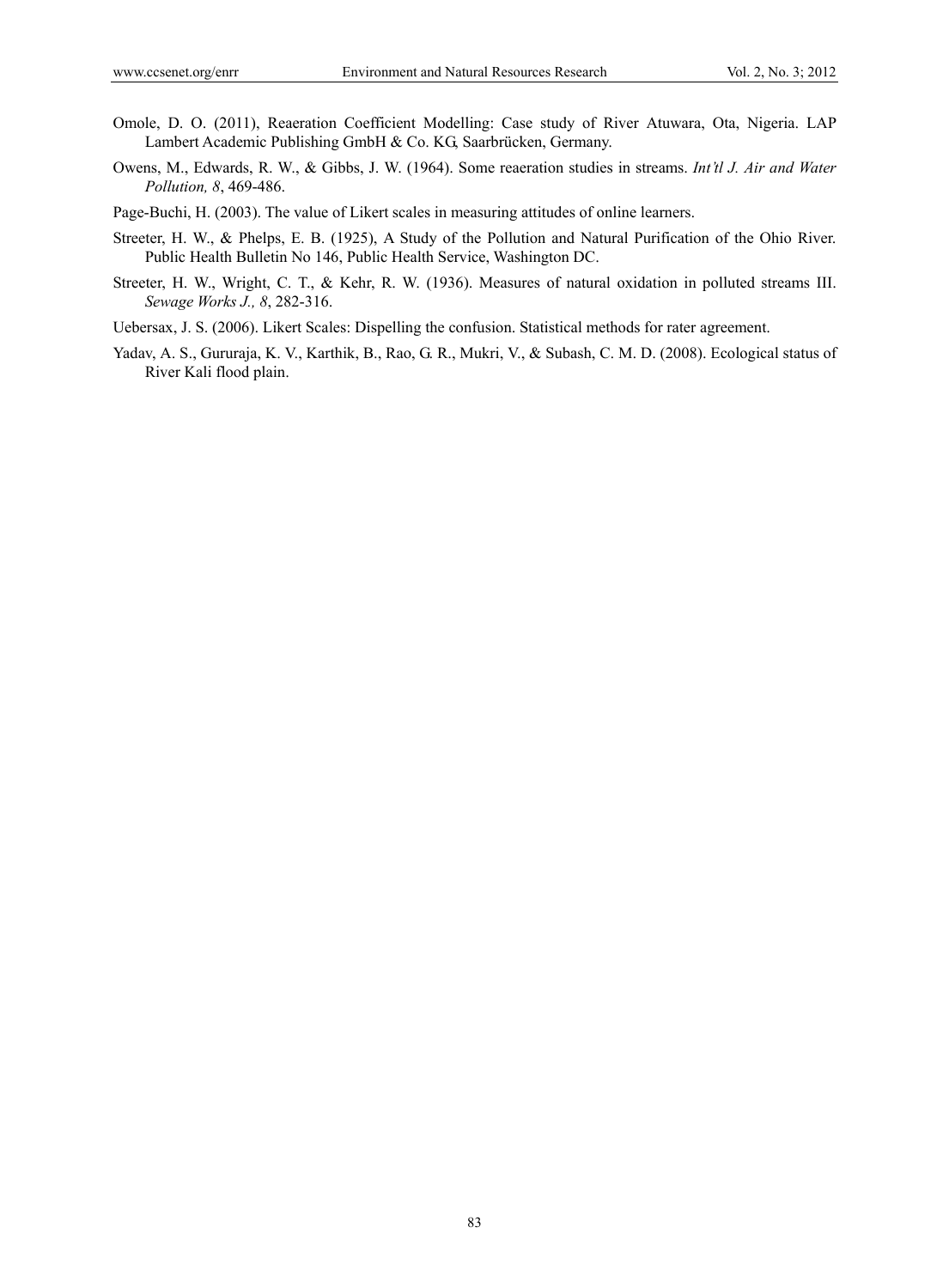Omole, D. O. (2011), Reaeration Coefficient Modelling: Case study of River Atuwara, Ota, Nigeria. LAP Lambert Academic Publishing GmbH & Co. KG, Saarbrücken, Germany.

Owens, M., Edwards, R. W., & Gibbs, J. W. (1964). Some reaeration studies in streams. *Int'tl J. Air and Water Pollution, 8*, 469-486.

Page-Buchi, H. (2003). The value of Likert scales in measuring attitudes of online learners.

Streeter, H. W., & Phelps, E. B. (1925), A Study of the Pollution and Natural Purification of the Ohio River. Public Health Bulletin No 146, Public Health Service, Washington DC.

Streeter, H. W., Wright, C. T., & Kehr, R. W. (1936). Measures of natural oxidation in polluted streams III. *Sewage Works J., 8*, 282-316.

Uebersax, J. S. (2006). Likert Scales: Dispelling the confusion. Statistical methods for rater agreement.

Yadav, A. S., Gururaja, K. V., Karthik, B., Rao, G. R., Mukri, V., & Subash, C. M. D. (2008). Ecological status of River Kali flood plain.